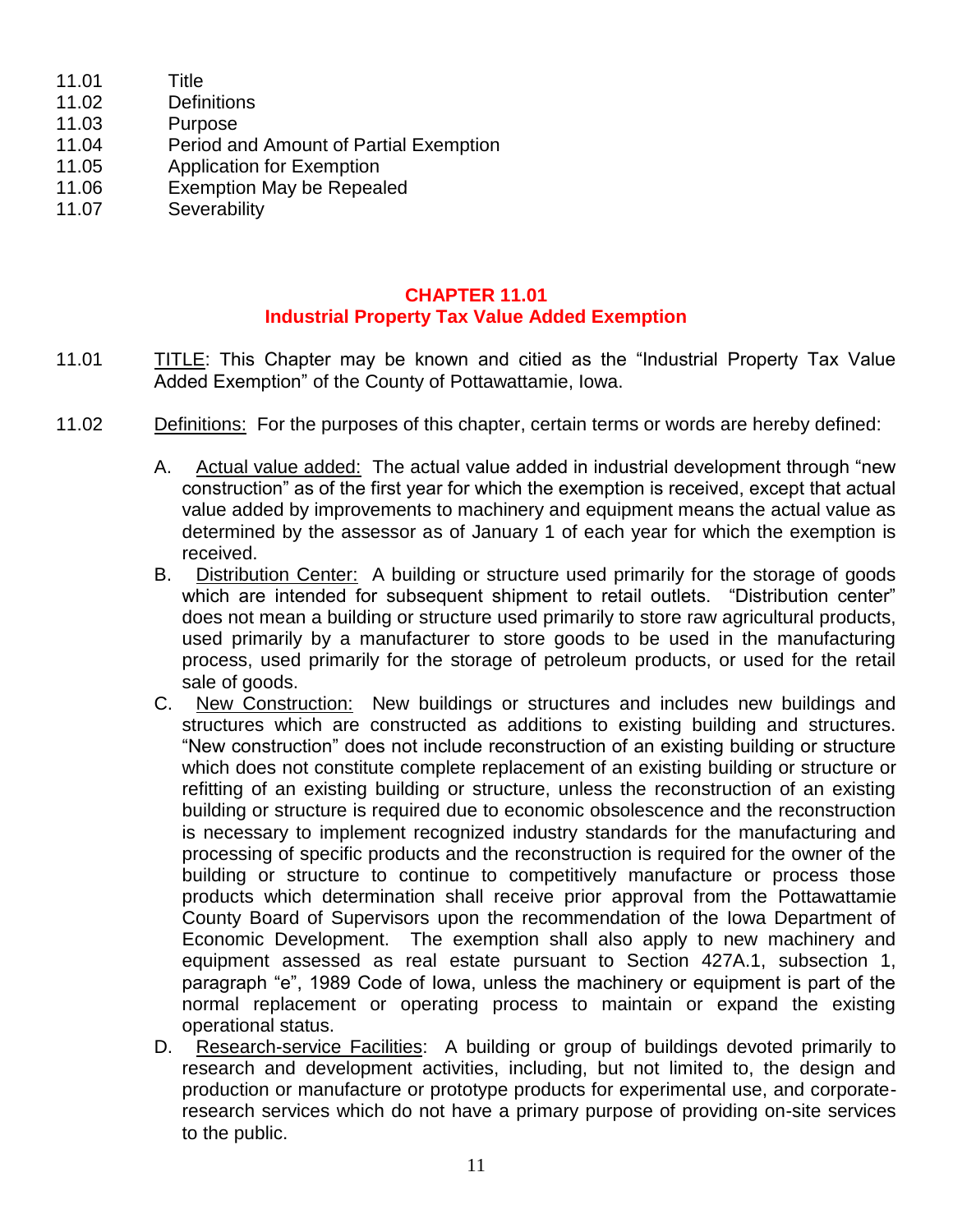11.01 Title
11.02 Definitions
11.03 Purpose
11.04 Period and Amount of Partial Exemption
11.05 Application for Exemption
11.06 Exemption May be Repealed
11.07 Severability

## CHAPTER 11.01
## Industrial Property Tax Value Added Exemption

11.01 TITLE: This Chapter may be known and citied as the "Industrial Property Tax Value Added Exemption" of the County of Pottawattamie, Iowa.

11.02 Definitions: For the purposes of this chapter, certain terms or words are hereby defined:

A. Actual value added: The actual value added in industrial development through "new construction" as of the first year for which the exemption is received, except that actual value added by improvements to machinery and equipment means the actual value as determined by the assessor as of January 1 of each year for which the exemption is received.

B. Distribution Center: A building or structure used primarily for the storage of goods which are intended for subsequent shipment to retail outlets. "Distribution center" does not mean a building or structure used primarily to store raw agricultural products, used primarily by a manufacturer to store goods to be used in the manufacturing process, used primarily for the storage of petroleum products, or used for the retail sale of goods.

C. New Construction: New buildings or structures and includes new buildings and structures which are constructed as additions to existing building and structures. "New construction" does not include reconstruction of an existing building or structure which does not constitute complete replacement of an existing building or structure or refitting of an existing building or structure, unless the reconstruction of an existing building or structure is required due to economic obsolescence and the reconstruction is necessary to implement recognized industry standards for the manufacturing and processing of specific products and the reconstruction is required for the owner of the building or structure to continue to competitively manufacture or process those products which determination shall receive prior approval from the Pottawattamie County Board of Supervisors upon the recommendation of the Iowa Department of Economic Development. The exemption shall also apply to new machinery and equipment assessed as real estate pursuant to Section 427A.1, subsection 1, paragraph "e", 1989 Code of Iowa, unless the machinery or equipment is part of the normal replacement or operating process to maintain or expand the existing operational status.

D. Research-service Facilities: A building or group of buildings devoted primarily to research and development activities, including, but not limited to, the design and production or manufacture or prototype products for experimental use, and corporate-research services which do not have a primary purpose of providing on-site services to the public.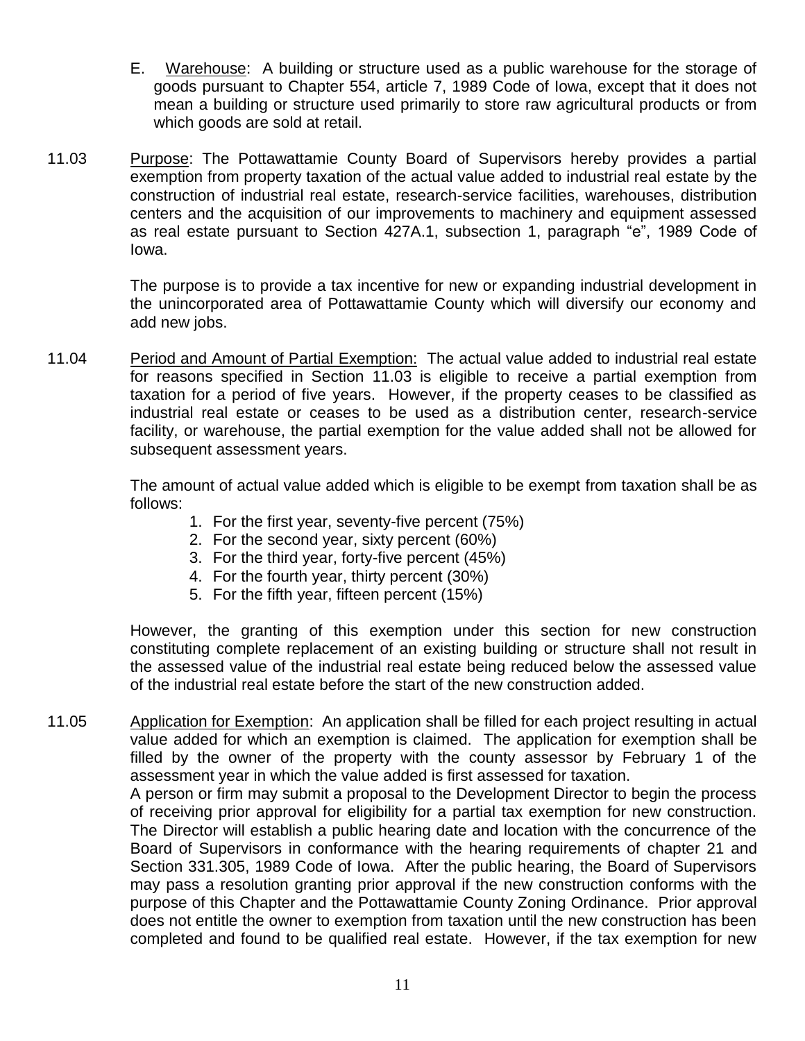E. Warehouse: A building or structure used as a public warehouse for the storage of goods pursuant to Chapter 554, article 7, 1989 Code of Iowa, except that it does not mean a building or structure used primarily to store raw agricultural products or from which goods are sold at retail.

11.03 Purpose: The Pottawattamie County Board of Supervisors hereby provides a partial exemption from property taxation of the actual value added to industrial real estate by the construction of industrial real estate, research-service facilities, warehouses, distribution centers and the acquisition of our improvements to machinery and equipment assessed as real estate pursuant to Section 427A.1, subsection 1, paragraph "e", 1989 Code of Iowa.

The purpose is to provide a tax incentive for new or expanding industrial development in the unincorporated area of Pottawattamie County which will diversify our economy and add new jobs.

11.04 Period and Amount of Partial Exemption: The actual value added to industrial real estate for reasons specified in Section 11.03 is eligible to receive a partial exemption from taxation for a period of five years. However, if the property ceases to be classified as industrial real estate or ceases to be used as a distribution center, research-service facility, or warehouse, the partial exemption for the value added shall not be allowed for subsequent assessment years.

The amount of actual value added which is eligible to be exempt from taxation shall be as follows:

1. For the first year, seventy-five percent (75%)
2. For the second year, sixty percent (60%)
3. For the third year, forty-five percent (45%)
4. For the fourth year, thirty percent (30%)
5. For the fifth year, fifteen percent (15%)

However, the granting of this exemption under this section for new construction constituting complete replacement of an existing building or structure shall not result in the assessed value of the industrial real estate being reduced below the assessed value of the industrial real estate before the start of the new construction added.

11.05 Application for Exemption: An application shall be filled for each project resulting in actual value added for which an exemption is claimed. The application for exemption shall be filled by the owner of the property with the county assessor by February 1 of the assessment year in which the value added is first assessed for taxation.
A person or firm may submit a proposal to the Development Director to begin the process of receiving prior approval for eligibility for a partial tax exemption for new construction. The Director will establish a public hearing date and location with the concurrence of the Board of Supervisors in conformance with the hearing requirements of chapter 21 and Section 331.305, 1989 Code of Iowa. After the public hearing, the Board of Supervisors may pass a resolution granting prior approval if the new construction conforms with the purpose of this Chapter and the Pottawattamie County Zoning Ordinance. Prior approval does not entitle the owner to exemption from taxation until the new construction has been completed and found to be qualified real estate. However, if the tax exemption for new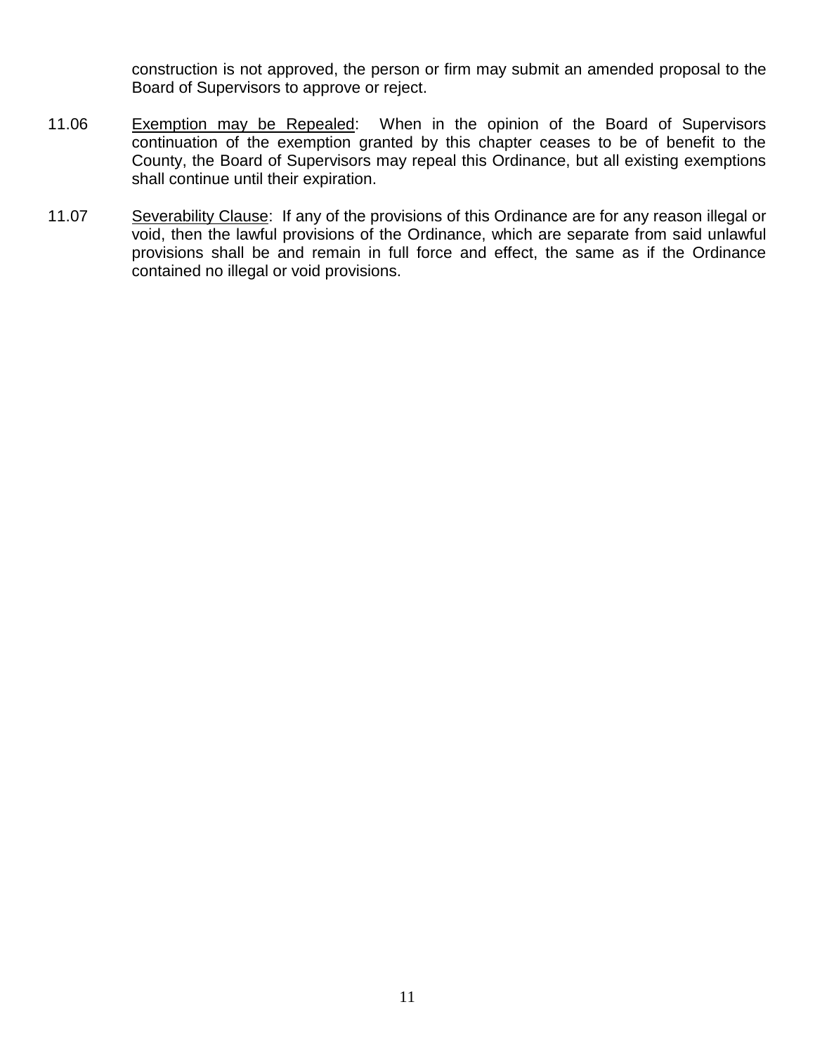construction is not approved, the person or firm may submit an amended proposal to the Board of Supervisors to approve or reject.

11.06 Exemption may be Repealed: When in the opinion of the Board of Supervisors continuation of the exemption granted by this chapter ceases to be of benefit to the County, the Board of Supervisors may repeal this Ordinance, but all existing exemptions shall continue until their expiration.

11.07 Severability Clause: If any of the provisions of this Ordinance are for any reason illegal or void, then the lawful provisions of the Ordinance, which are separate from said unlawful provisions shall be and remain in full force and effect, the same as if the Ordinance contained no illegal or void provisions.